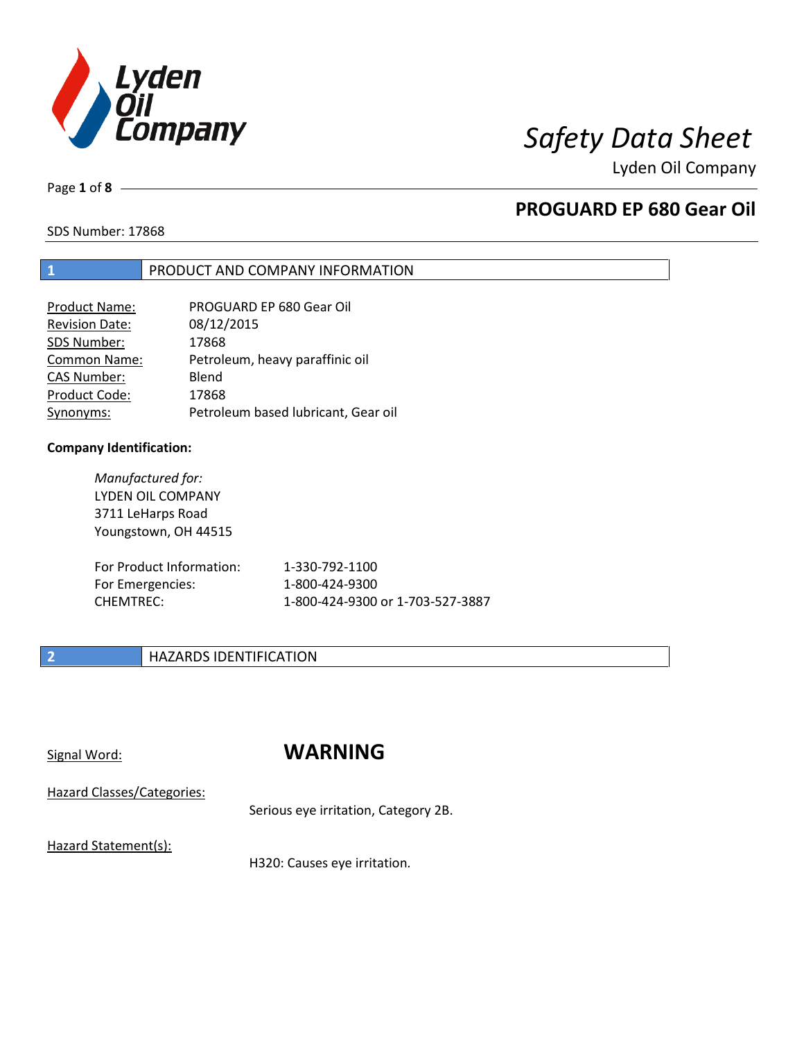# Safety Data Sheet

Lyden Oil Company

## PROGUARD EP 680 Gear Oil

SDS Number: 17868

## 1 PRODUCT AND COMPANY INFORMATION

| | |
|---|---|
| Product Name: | PROGUARD EP 680 Gear Oil |
| Revision Date: | 08/12/2015 |
| SDS Number: | 17868 |
| Common Name: | Petroleum, heavy paraffinic oil |
| CAS Number: | Blend |
| Product Code: | 17868 |
| Synonyms: | Petroleum based lubricant, Gear oil |

**Company Identification:**

*Manufactured for:*
LYDEN OIL COMPANY
3711 LeHarps Road
Youngstown, OH 44515

| | |
|---|---|
| For Product Information: | 1-330-792-1100 |
| For Emergencies: | 1-800-424-9300 |
| CHEMTREC: | 1-800-424-9300 or 1-703-527-3887 |

## 2 HAZARDS IDENTIFICATION

Signal Word: **WARNING**

Hazard Classes/Categories:

Serious eye irritation, Category 2B.

Hazard Statement(s):

H320: Causes eye irritation.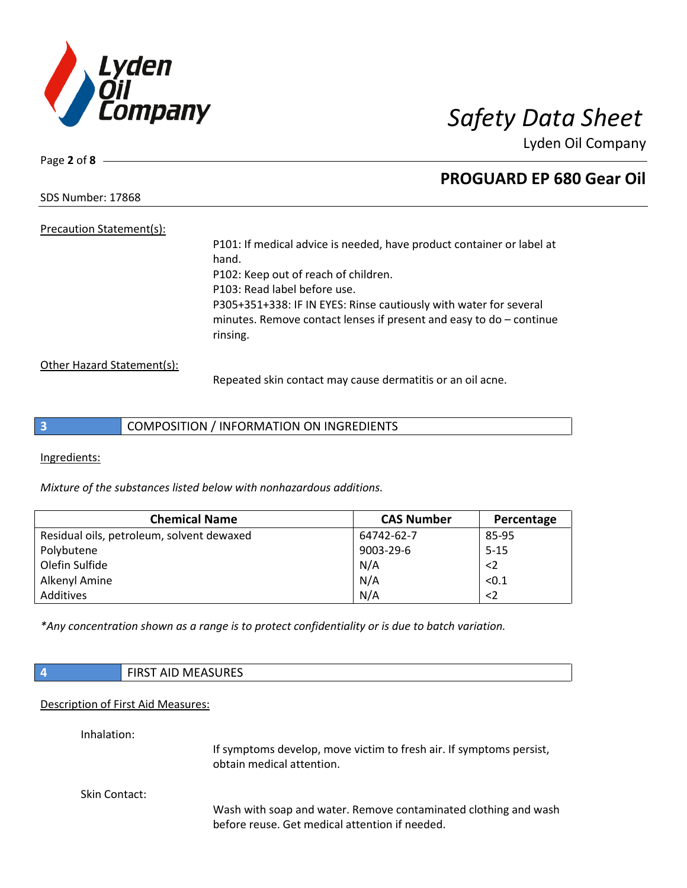Precation Statement(s):

P101: If medical advice is needed, have product container or label at hand.
P102: Keep out of reach of children.
P103: Read label before use.
P305+351+338: IF IN EYES: Rinse cautiously with water for several minutes. Remove contact lenses if present and easy to do – continue rinsing.

Other Hazard Statement(s):

Repeated skin contact may cause dermatitis or an oil acne.

## 3 COMPOSITION / INFORMATION ON INGREDIENTS

Ingredients:

*Mixture of the substances listed below with nonhazardous additions.*

| Chemical Name | CAS Number | Percentage |
|---|---|---|
| Residual oils, petroleum, solvent dewaxed | 64742-62-7 | 85-95 |
| Polybutene | 9003-29-6 | 5-15 |
| Olefin Sulfide | N/A | <2 |
| Alkenyl Amine | N/A | <0.1 |
| Additives | N/A | <2 |

*\*Any concentration shown as a range is to protect confidentiality or is due to batch variation.*

## 4 FIRST AID MEASURES

Description of First Aid Measures:

Inhalation:

If symptoms develop, move victim to fresh air. If symptoms persist, obtain medical attention.

Skin Contact:

Wash with soap and water. Remove contaminated clothing and wash before reuse. Get medical attention if needed.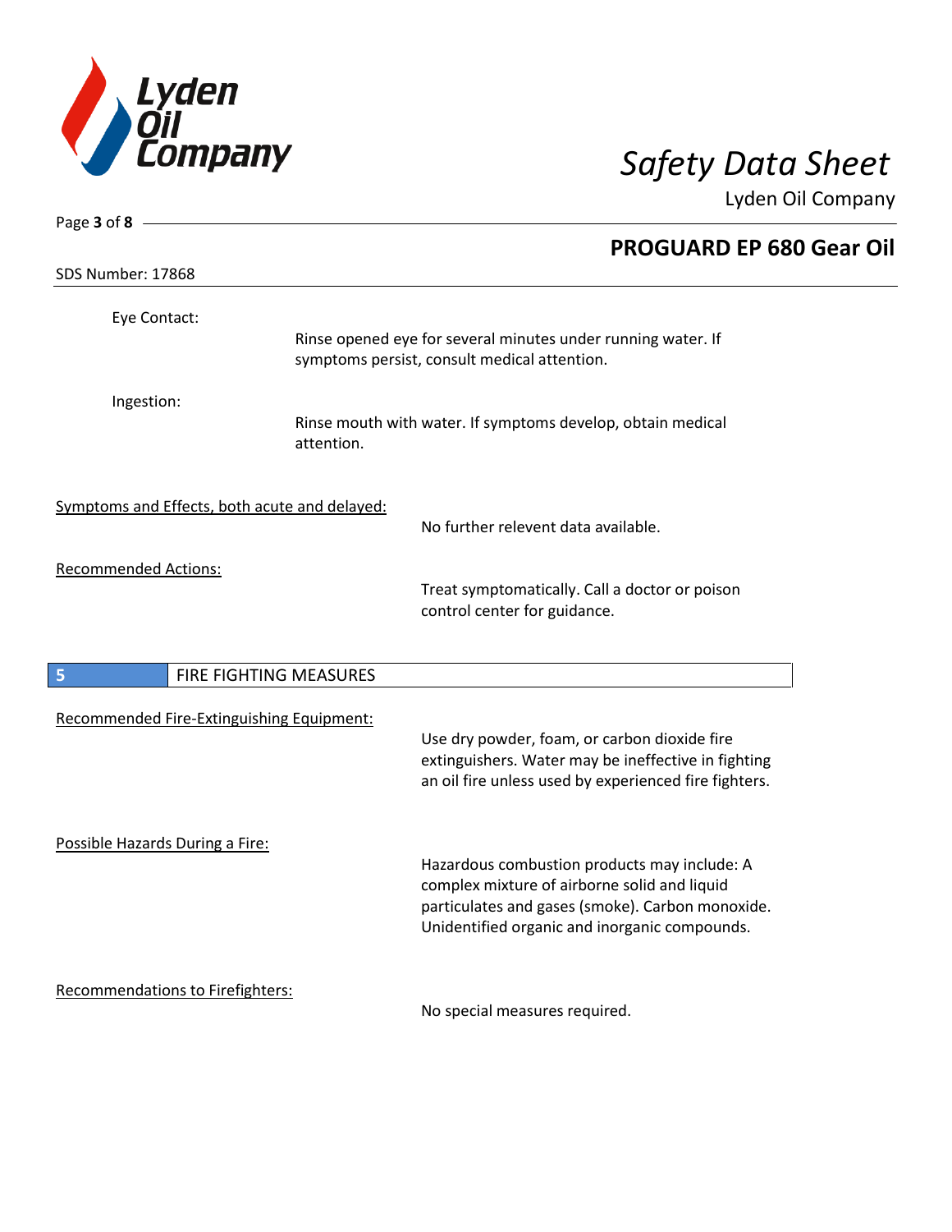Eye Contact:

Rinse opened eye for several minutes under running water. If symptoms persist, consult medical attention.

Ingestion:

Rinse mouth with water. If symptoms develop, obtain medical attention.

Symptoms and Effects, both acute and delayed:

No further relevent data available.

Recommended Actions:

Treat symptomatically. Call a doctor or poison control center for guidance.

## 5 FIRE FIGHTING MEASURES

Recommended Fire-Extinguishing Equipment:

Use dry powder, foam, or carbon dioxide fire extinguishers. Water may be ineffective in fighting an oil fire unless used by experienced fire fighters.

Possible Hazards During a Fire:

Hazardous combustion products may include: A complex mixture of airborne solid and liquid particulates and gases (smoke). Carbon monoxide. Unidentified organic and inorganic compounds.

Recommendations to Firefighters:

No special measures required.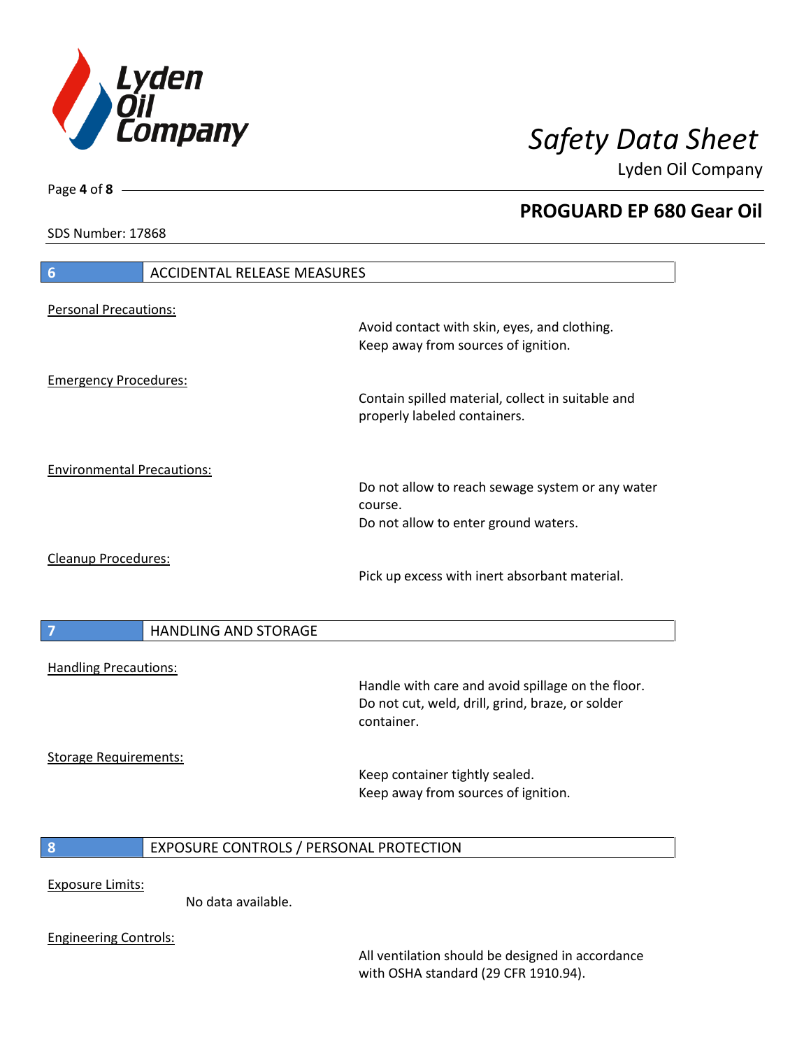## 6 ACCIDENTAL RELEASE MEASURES

Personal Precautions:

Avoid contact with skin, eyes, and clothing.
Keep away from sources of ignition.

Emergency Procedures:

Contain spilled material, collect in suitable and properly labeled containers.

Environmental Precautions:

Do not allow to reach sewage system or any water course.
Do not allow to enter ground waters.

Cleanup Procedures:

Pick up excess with inert absorbant material.

## 7 HANDLING AND STORAGE

Handling Precautions:

Handle with care and avoid spillage on the floor.
Do not cut, weld, drill, grind, braze, or solder container.

Storage Requirements:

Keep container tightly sealed.
Keep away from sources of ignition.

## 8 EXPOSURE CONTROLS / PERSONAL PROTECTION

Exposure Limits:

No data available.

Engineering Controls:

All ventilation should be designed in accordance with OSHA standard (29 CFR 1910.94).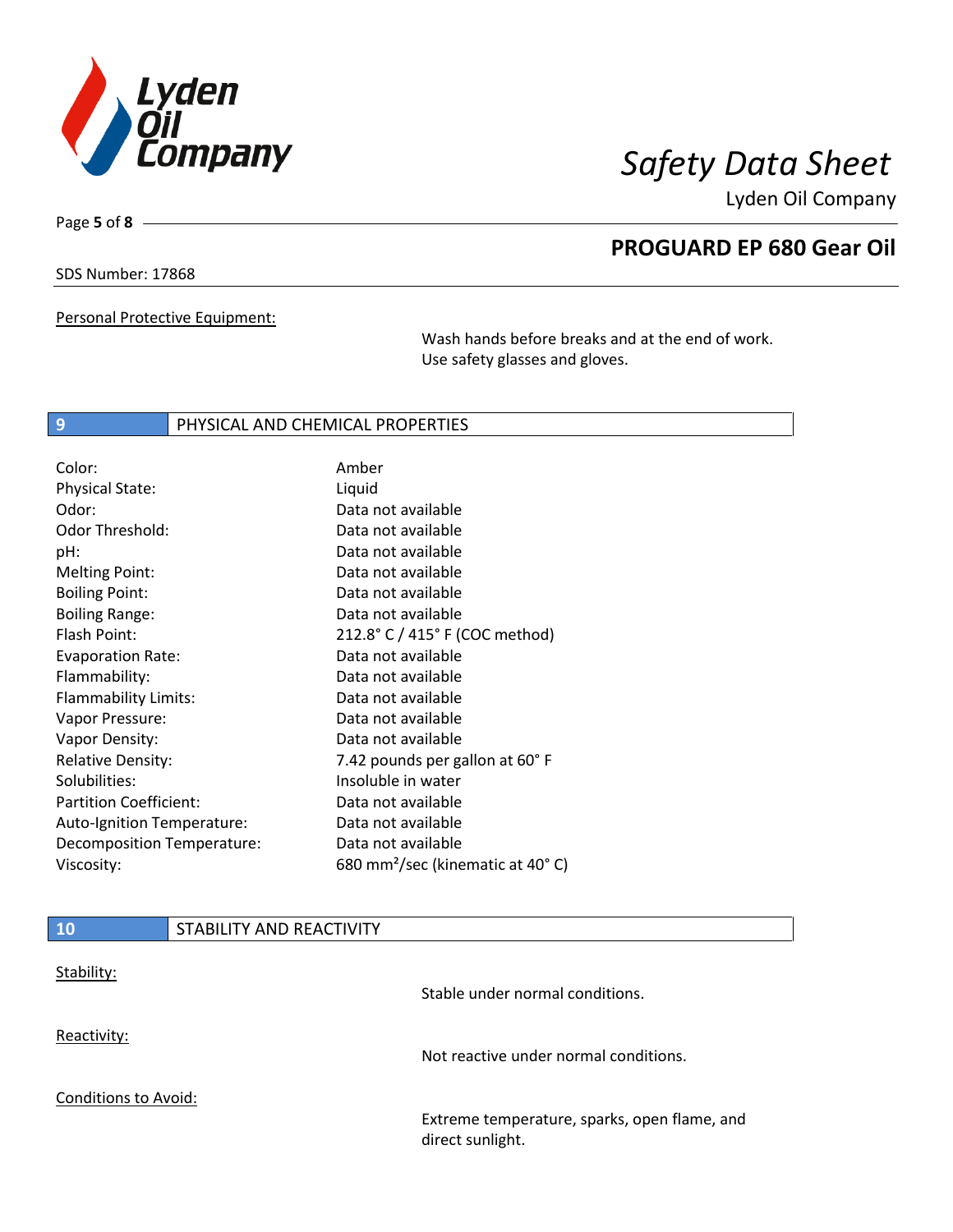Personal Protective Equipment:

Wash hands before breaks and at the end of work. Use safety glasses and gloves.

## 9 PHYSICAL AND CHEMICAL PROPERTIES

| Property | Value |
|---|---|
| Color: | Amber |
| Physical State: | Liquid |
| Odor: | Data not available |
| Odor Threshold: | Data not available |
| pH: | Data not available |
| Melting Point: | Data not available |
| Boiling Point: | Data not available |
| Boiling Range: | Data not available |
| Flash Point: | 212.8° C / 415° F (COC method) |
| Evaporation Rate: | Data not available |
| Flammability: | Data not available |
| Flammability Limits: | Data not available |
| Vapor Pressure: | Data not available |
| Vapor Density: | Data not available |
| Relative Density: | 7.42 pounds per gallon at 60° F |
| Solubilities: | Insoluble in water |
| Partition Coefficient: | Data not available |
| Auto-Ignition Temperature: | Data not available |
| Decomposition Temperature: | Data not available |
| Viscosity: | 680 $mm^2$/sec (kinematic at 40° C) |

## 10 STABILITY AND REACTIVITY

Stability:

Stable under normal conditions.

Reactivity:

Not reactive under normal conditions.

Conditions to Avoid:

Extreme temperature, sparks, open flame, and direct sunlight.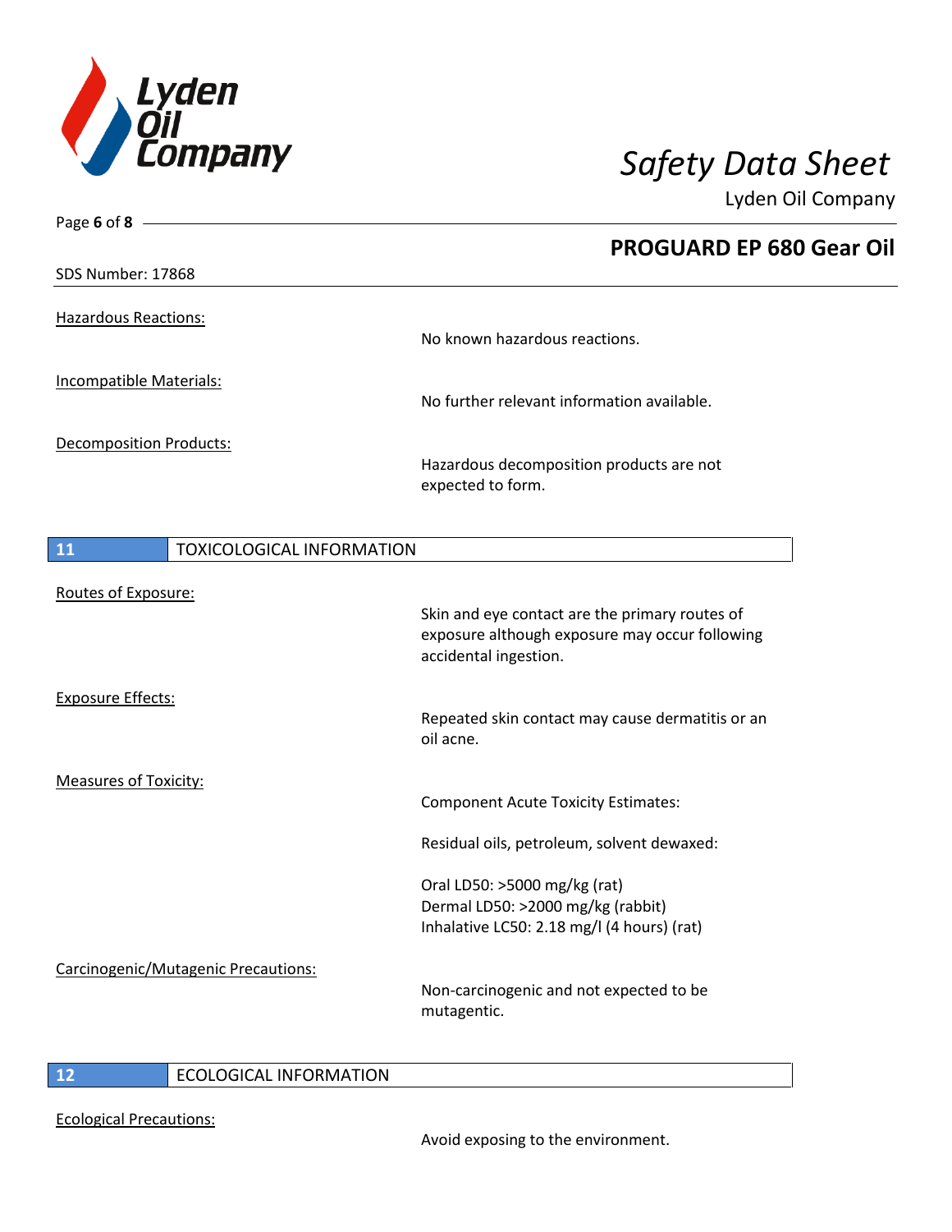**Hazardous Reactions:**

No known hazardous reactions.

**Incompatible Materials:**

No further relevant information available.

**Decomposition Products:**

Hazardous decomposition products are not expected to form.

## 11 TOXICOLOGICAL INFORMATION

**Routes of Exposure:**

Skin and eye contact are the primary routes of exposure although exposure may occur following accidental ingestion.

**Exposure Effects:**

Repeated skin contact may cause dermatitis or an oil acne.

**Measures of Toxicity:**

Component Acute Toxicity Estimates:

Residual oils, petroleum, solvent dewaxed:

Oral LD50: >5000 mg/kg (rat)
Dermal LD50: >2000 mg/kg (rabbit)
Inhalative LC50: 2.18 mg/l (4 hours) (rat)

**Carcinogenic/Mutagenic Precautions:**

Non-carcinogenic and not expected to be mutagentic.

## 12 ECOLOGICAL INFORMATION

**Ecological Precautions:**

Avoid exposing to the environment.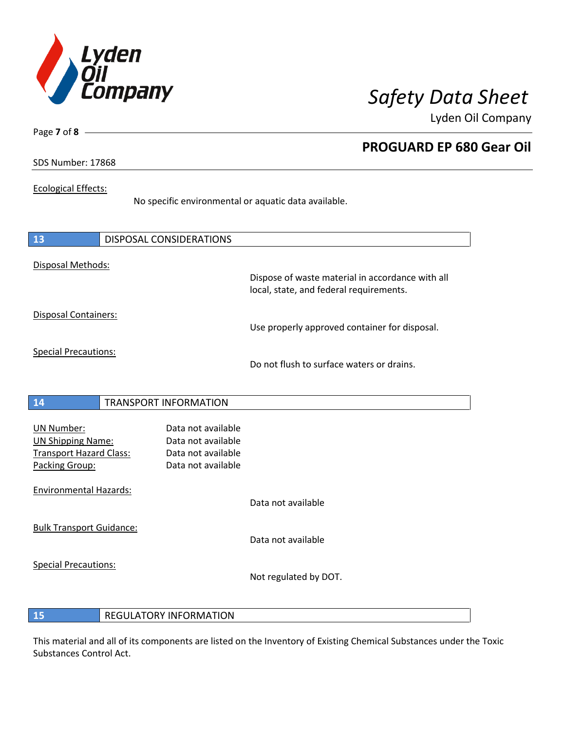Ecological Effects:

No specific environmental or aquatic data available.

## 13 DISPOSAL CONSIDERATIONS

Disposal Methods:

Dispose of waste material in accordance with all local, state, and federal requirements.

Disposal Containers:

Use properly approved container for disposal.

Special Precautions:

Do not flush to surface waters or drains.

## 14 TRANSPORT INFORMATION

UN Number: Data not available
UN Shipping Name: Data not available
Transport Hazard Class: Data not available
Packing Group: Data not available

Environmental Hazards:

Data not available

Bulk Transport Guidance:

Data not available

Special Precautions:

Not regulated by DOT.

## 15 REGULATORY INFORMATION

This material and all of its components are listed on the Inventory of Existing Chemical Substances under the Toxic Substances Control Act.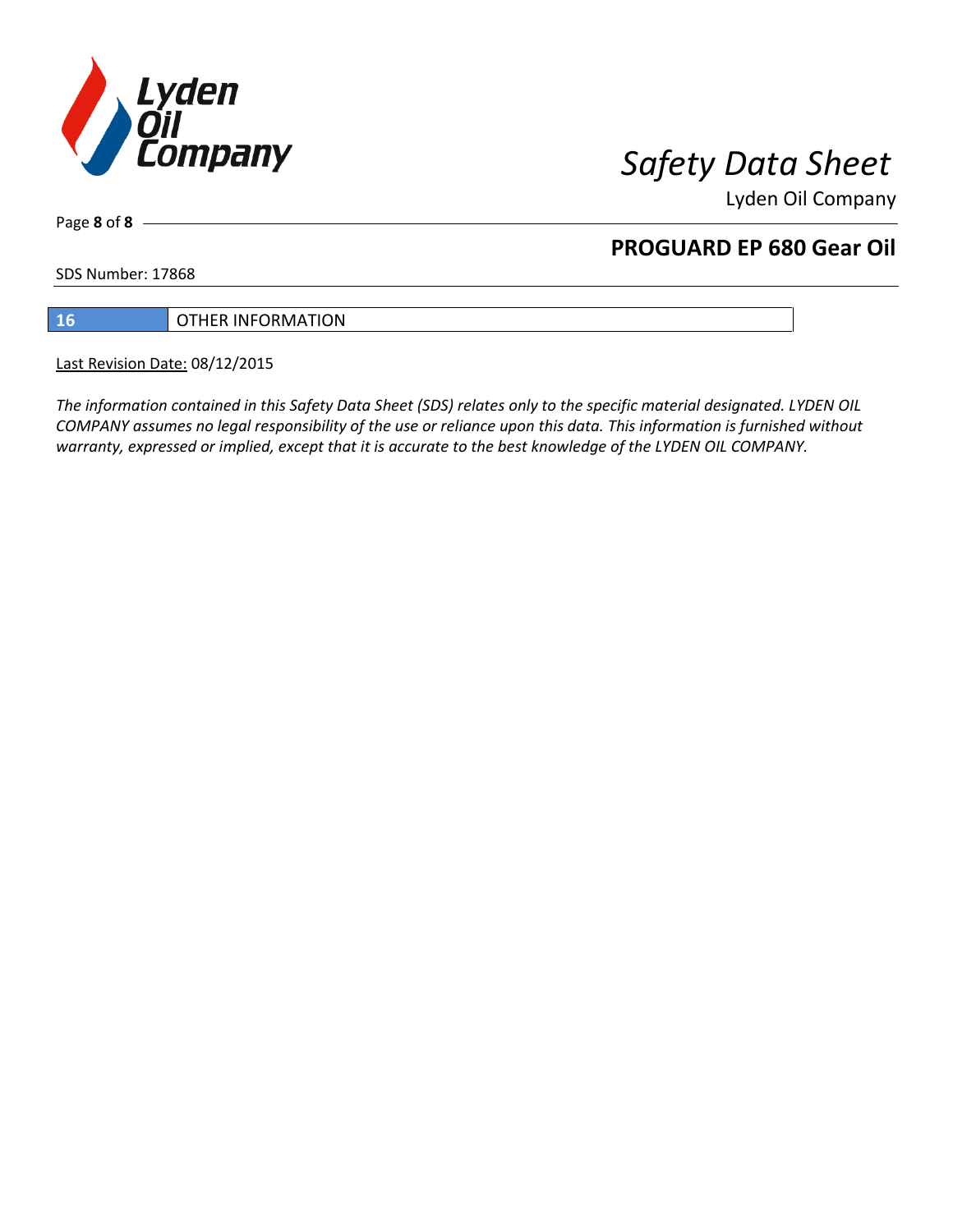## 16 OTHER INFORMATION

Last Revision Date: 08/12/2015

*The information contained in this Safety Data Sheet (SDS) relates only to the specific material designated. LYDEN OIL COMPANY assumes no legal responsibility of the use or reliance upon this data. This information is furnished without warranty, expressed or implied, except that it is accurate to the best knowledge of the LYDEN OIL COMPANY.*